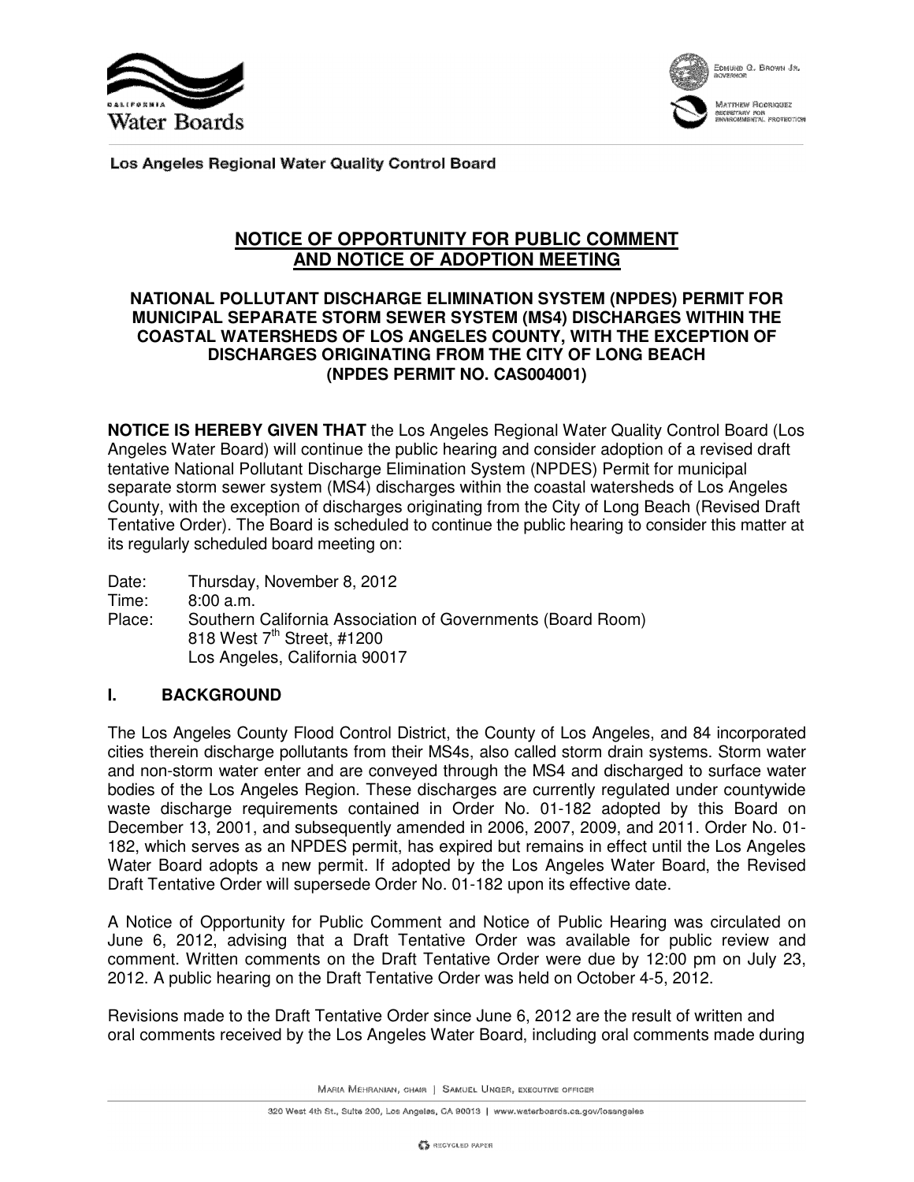Los Angeles Regional Water Quality Control Board

# NOTICE OF OPPORTUNITY FOR PUBLIC COMMENT AND NOTICE OF ADOPTION MEETING

## NATIONAL POLLUTANT DISCHARGE ELIMINATION SYSTEM (NPDES) PERMIT FOR MUNICIPAL SEPARATE STORM SEWER SYSTEM (MS4) DISCHARGES WITHIN THE COASTAL WATERSHEDS OF LOS ANGELES COUNTY, WITH THE EXCEPTION OF DISCHARGES ORIGINATING FROM THE CITY OF LONG BEACH (NPDES PERMIT NO. CAS004001)

**NOTICE IS HEREBY GIVEN THAT** the Los Angeles Regional Water Quality Control Board (Los Angeles Water Board) will continue the public hearing and consider adoption of a revised draft tentative National Pollutant Discharge Elimination System (NPDES) Permit for municipal separate storm sewer system (MS4) discharges within the coastal watersheds of Los Angeles County, with the exception of discharges originating from the City of Long Beach (Revised Draft Tentative Order). The Board is scheduled to continue the public hearing to consider this matter at its regularly scheduled board meeting on:

Date: Thursday, November 8, 2012
Time: 8:00 a.m.
Place: Southern California Association of Governments (Board Room)
818 West 7th Street, #1200
Los Angeles, California 90017

## I. BACKGROUND

The Los Angeles County Flood Control District, the County of Los Angeles, and 84 incorporated cities therein discharge pollutants from their MS4s, also called storm drain systems. Storm water and non-storm water enter and are conveyed through the MS4 and discharged to surface water bodies of the Los Angeles Region. These discharges are currently regulated under countywide waste discharge requirements contained in Order No. 01-182 adopted by this Board on December 13, 2001, and subsequently amended in 2006, 2007, 2009, and 2011. Order No. 01-182, which serves as an NPDES permit, has expired but remains in effect until the Los Angeles Water Board adopts a new permit. If adopted by the Los Angeles Water Board, the Revised Draft Tentative Order will supersede Order No. 01-182 upon its effective date.

A Notice of Opportunity for Public Comment and Notice of Public Hearing was circulated on June 6, 2012, advising that a Draft Tentative Order was available for public review and comment. Written comments on the Draft Tentative Order were due by 12:00 pm on July 23, 2012. A public hearing on the Draft Tentative Order was held on October 4-5, 2012.

Revisions made to the Draft Tentative Order since June 6, 2012 are the result of written and oral comments received by the Los Angeles Water Board, including oral comments made during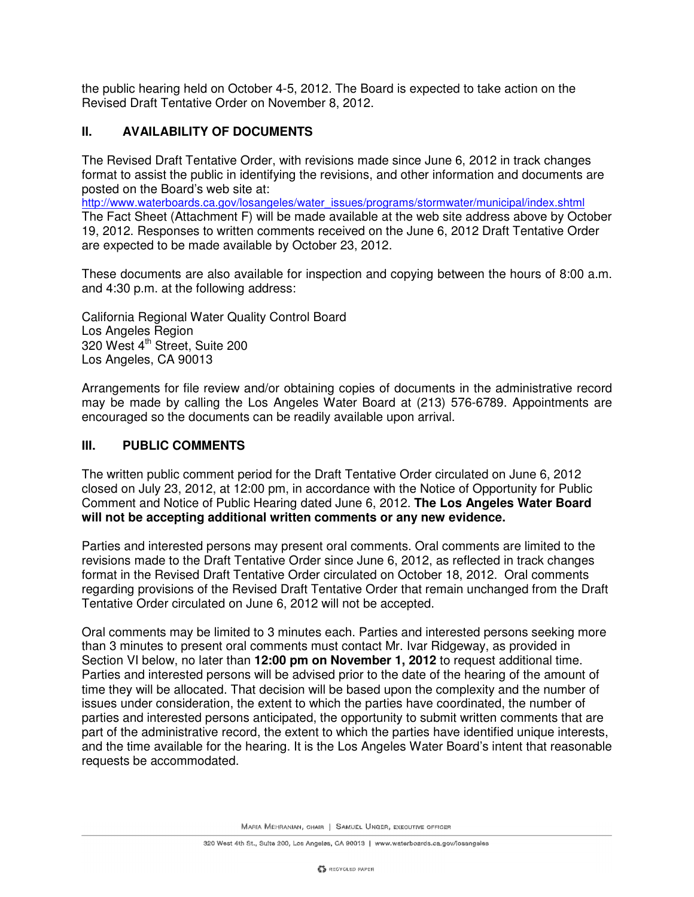the public hearing held on October 4-5, 2012. The Board is expected to take action on the Revised Draft Tentative Order on November 8, 2012.

## II. AVAILABILITY OF DOCUMENTS

The Revised Draft Tentative Order, with revisions made since June 6, 2012 in track changes format to assist the public in identifying the revisions, and other information and documents are posted on the Board's web site at:
http://www.waterboards.ca.gov/losangeles/water_issues/programs/stormwater/municipal/index.shtml
The Fact Sheet (Attachment F) will be made available at the web site address above by October 19, 2012. Responses to written comments received on the June 6, 2012 Draft Tentative Order are expected to be made available by October 23, 2012.

These documents are also available for inspection and copying between the hours of 8:00 a.m. and 4:30 p.m. at the following address:

California Regional Water Quality Control Board
Los Angeles Region
320 West 4th Street, Suite 200
Los Angeles, CA 90013

Arrangements for file review and/or obtaining copies of documents in the administrative record may be made by calling the Los Angeles Water Board at (213) 576-6789. Appointments are encouraged so the documents can be readily available upon arrival.

## III. PUBLIC COMMENTS

The written public comment period for the Draft Tentative Order circulated on June 6, 2012 closed on July 23, 2012, at 12:00 pm, in accordance with the Notice of Opportunity for Public Comment and Notice of Public Hearing dated June 6, 2012. **The Los Angeles Water Board will not be accepting additional written comments or any new evidence.**

Parties and interested persons may present oral comments. Oral comments are limited to the revisions made to the Draft Tentative Order since June 6, 2012, as reflected in track changes format in the Revised Draft Tentative Order circulated on October 18, 2012. Oral comments regarding provisions of the Revised Draft Tentative Order that remain unchanged from the Draft Tentative Order circulated on June 6, 2012 will not be accepted.

Oral comments may be limited to 3 minutes each. Parties and interested persons seeking more than 3 minutes to present oral comments must contact Mr. Ivar Ridgeway, as provided in Section VI below, no later than **12:00 pm on November 1, 2012** to request additional time. Parties and interested persons will be advised prior to the date of the hearing of the amount of time they will be allocated. That decision will be based upon the complexity and the number of issues under consideration, the extent to which the parties have coordinated, the number of parties and interested persons anticipated, the opportunity to submit written comments that are part of the administrative record, the extent to which the parties have identified unique interests, and the time available for the hearing. It is the Los Angeles Water Board's intent that reasonable requests be accommodated.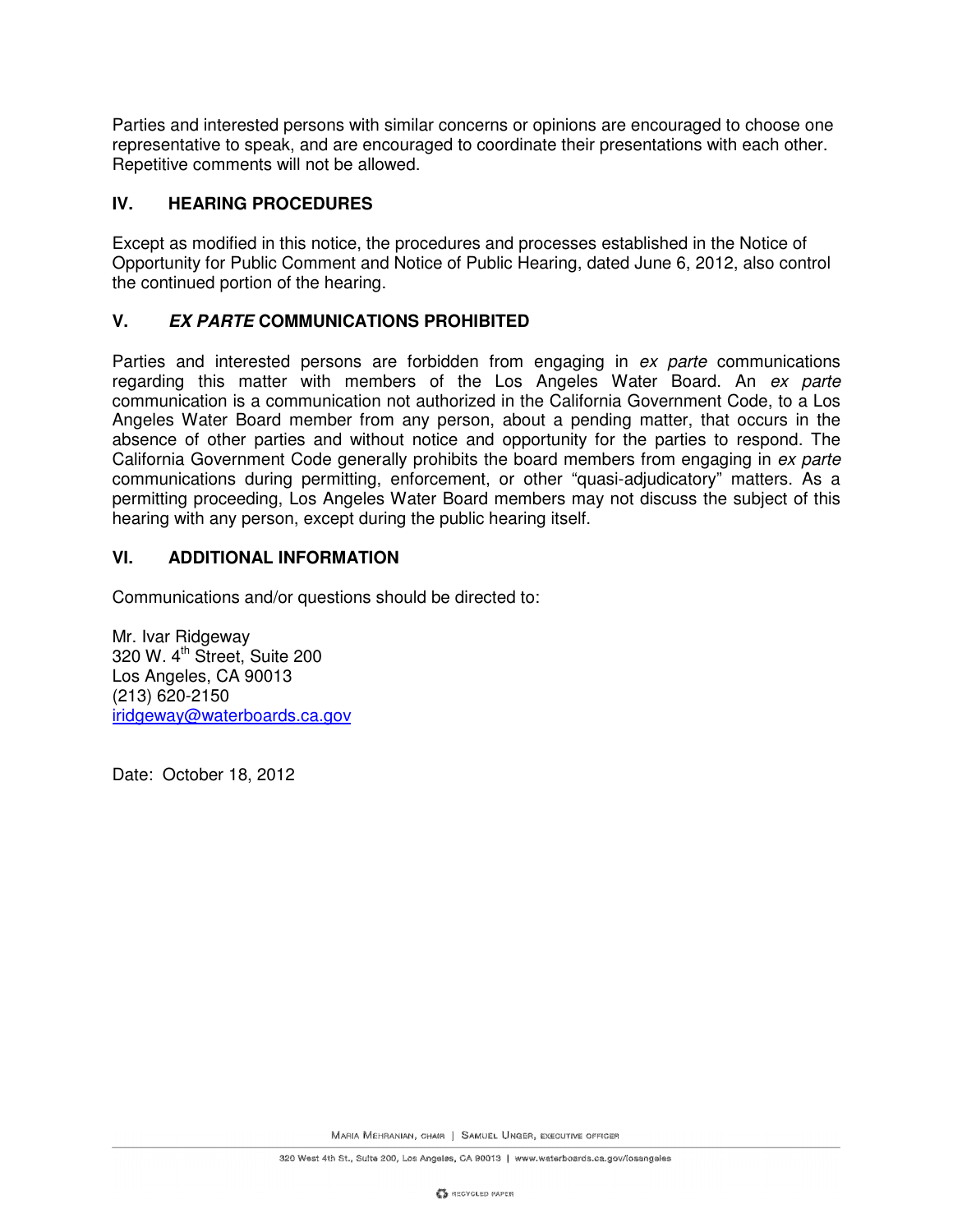Parties and interested persons with similar concerns or opinions are encouraged to choose one representative to speak, and are encouraged to coordinate their presentations with each other. Repetitive comments will not be allowed.

## IV. HEARING PROCEDURES

Except as modified in this notice, the procedures and processes established in the Notice of Opportunity for Public Comment and Notice of Public Hearing, dated June 6, 2012, also control the continued portion of the hearing.

## V. *EX PARTE* COMMUNICATIONS PROHIBITED

Parties and interested persons are forbidden from engaging in *ex parte* communications regarding this matter with members of the Los Angeles Water Board. An *ex parte* communication is a communication not authorized in the California Government Code, to a Los Angeles Water Board member from any person, about a pending matter, that occurs in the absence of other parties and without notice and opportunity for the parties to respond. The California Government Code generally prohibits the board members from engaging in *ex parte* communications during permitting, enforcement, or other "quasi-adjudicatory" matters. As a permitting proceeding, Los Angeles Water Board members may not discuss the subject of this hearing with any person, except during the public hearing itself.

## VI. ADDITIONAL INFORMATION

Communications and/or questions should be directed to:

Mr. Ivar Ridgeway
320 W. 4th Street, Suite 200
Los Angeles, CA 90013
(213) 620-2150
iridgeway@waterboards.ca.gov

Date: October 18, 2012